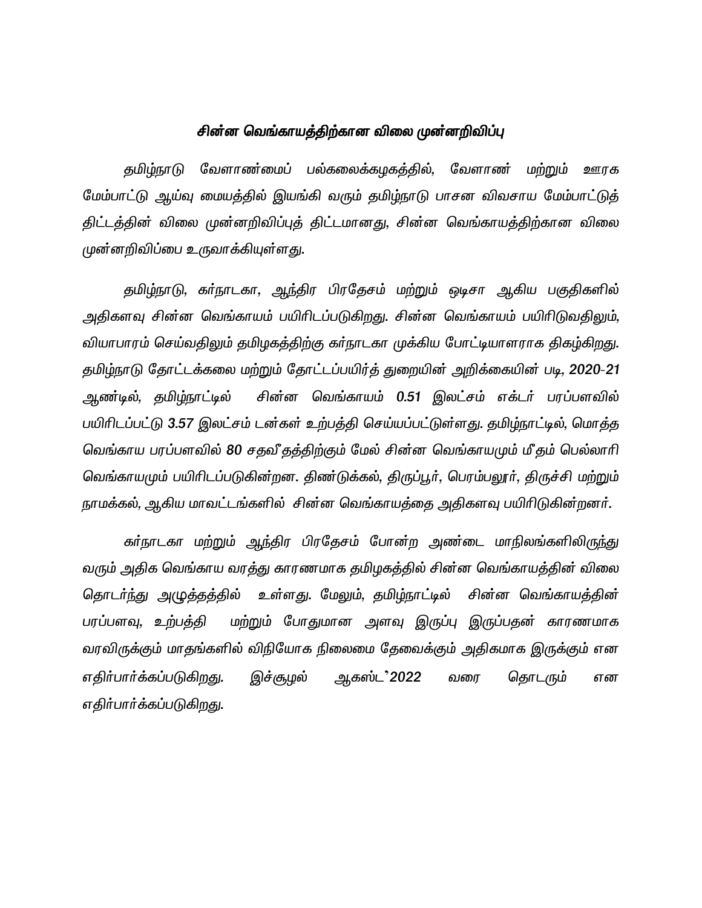## சின்ன வெங்காயத்திற்கான விலை முன்னறிவிப்பு

தமிழ்நாடு வேளாண்மைப் பல்கலைக்கழகத்தில், வேளாண் மற்றும் ஊரக மேம்பாட்டு ஆய்வு மையத்தில் இயங்கி வரும் தமிழ்நாடு பாசன விவசாய மேம்பாட்டுத் திட்டத்தின் விலை முன்னறிவிப்புத் திட்டமானது, சின்ன வெங்காயத்திற்கான விலை முன்னறிவிப்பை உருவாக்கியுள்ளது.

தமிழ்நாடு, கர்நாடகா, ஆந்திர பிரதேசம் மற்றும் ஒடிசா ஆகிய பகுதிகளில் அதிகளவு சின்ன வெங்காயம் பயிரிடப்படுகிறது. சின்ன வெங்காயம் பயிரிடுவதிலும், வியாபாரம் செய்வதிலும் தமிழகத்திற்கு கர்நாடகா முக்கிய போட்டியாளராக திகழ்கிறது. தமிழ்நாடு தோட்டக்கலை மற்றும் தோட்டப்பயிர்த் துறையின் அறிக்கையின் படி, 2020-21 ஆண்டில், தமிழ்நாட்டில் சின்ன வெங்காயம் 0.51 இலட்சம் எக்டர் பரப்பளவில் பயிரிடப்பட்டு 3.57 இலட்சம் டன்கள் உற்பத்தி செய்யப்பட்டுள்ளது. தமிழ்நாட்டில், மொத்த வெங்காய பரப்பளவில் 80 சதவீதத்திற்கும் மேல் சின்ன வெங்காயமும் மீதம் பெல்லாரி வெங்காயமும் பயிரிடப்படுகின்றன. திண்டுக்கல், திருப்பூர், பெரம்பலூர், திருச்சி மற்றும் நாமக்கல், ஆகிய மாவட்டங்களில் சின்ன வெங்காயத்தை அதிகளவு பயிரிடுகின்றனர்.

கர்நாடகா மற்றும் ஆந்திர பிரதேசம் போன்ற அண்டை மாநிலங்களிலிருந்து வரும் அதிக வெங்காய வரத்து காரணமாக தமிழகத்தில் சின்ன வெங்காயத்தின் விலை தொடர்ந்து அழுத்தத்தில் உள்ளது. மேலும், தமிழ்நாட்டில் சின்ன வெங்காயத்தின் பரப்பளவு, உற்பத்தி மற்றும் போதுமான அளவு இருப்பு இருப்பதன் காரணமாக வரவிருக்கும் மாதங்களில் விநியோக நிலைமை தேவைக்கும் அதிகமாக இருக்கும் என எதிர்பார்க்கப்படுகிறது. இச்சூழல் ஆகஸ்ட்'2022 வரை தொடரும் என எதிர்பார்க்கப்படுகிறது.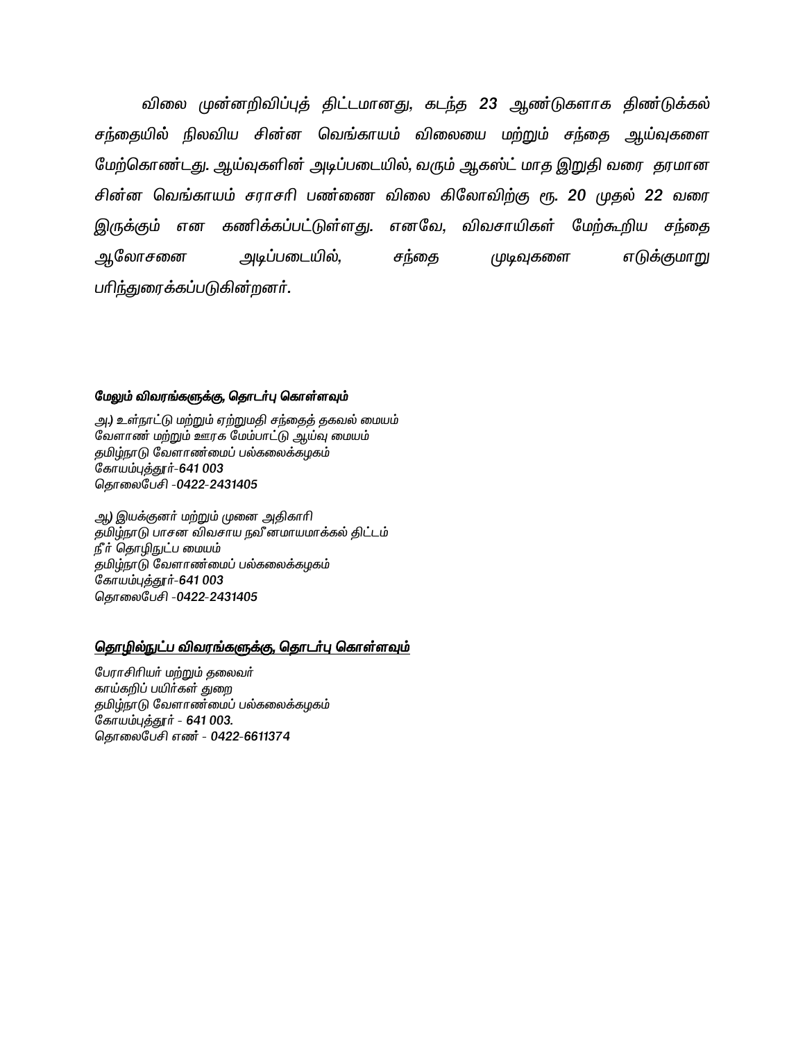*விலை முன்னறிவிப்புத் திட்டமானது, கடந்த **23** ஆண்டுகளாக திண்டுக்கல் சந்தையில் நிலவிய சின்ன வெங்காயம் விலையை மற்றும் சந்தை ஆய்வுகளை மேற்கொண்டது. ஆய்வுகளின் அடிப்படையில், வரும் ஆகஸ்ட் மாத இறுதி வரை தரமான சின்ன வெங்காயம் சராசரி பண்ணை விலை கிலோவிற்கு ரூ. **20** முதல் **22** வரை இருக்கும் என கணிக்கப்பட்டுள்ளது. எனவே, விவசாயிகள் மேற்கூறிய சந்தை ஆலோசனை அடிப்படையில், சந்தை முடிவுகளை எடுக்குமாறு பரிந்துரைக்கப்படுகின்றனர்.*

**மேலும் விவரங்களுக்கு, தொடர்பு கொள்ளவும்**

*அ) உள்நாட்டு மற்றும் ஏற்றுமதி சந்தைத் தகவல் மையம்*
*வேளாண் மற்றும் ஊரக மேம்பாட்டு ஆய்வு மையம்*
*தமிழ்நாடு வேளாண்மைப் பல்கலைக்கழகம்*
*கோயம்புத்தூர்-**641 003***
*தொலைபேசி -**0422-2431405***

*ஆ) இயக்குனர் மற்றும் முனை அதிகாரி*
*தமிழ்நாடு பாசன விவசாய நவீனமாயமாக்கல் திட்டம்*
*நீர் தொழிநுட்ப மையம்*
*தமிழ்நாடு வேளாண்மைப் பல்கலைக்கழகம்*
*கோயம்புத்தூர்-**641 003***
*தொலைபேசி -**0422-2431405***

**<u>தொழில்நுட்ப விவரங்களுக்கு, தொடர்பு கொள்ளவும்</u>**

*பேராசிரியர் மற்றும் தலைவர்*
*காய்கறிப் பயிர்கள் துறை*
*தமிழ்நாடு வேளாண்மைப் பல்கலைக்கழகம்*
*கோயம்புத்தூர் - **641 003.***
*தொலைபேசி எண் - **0422-6611374***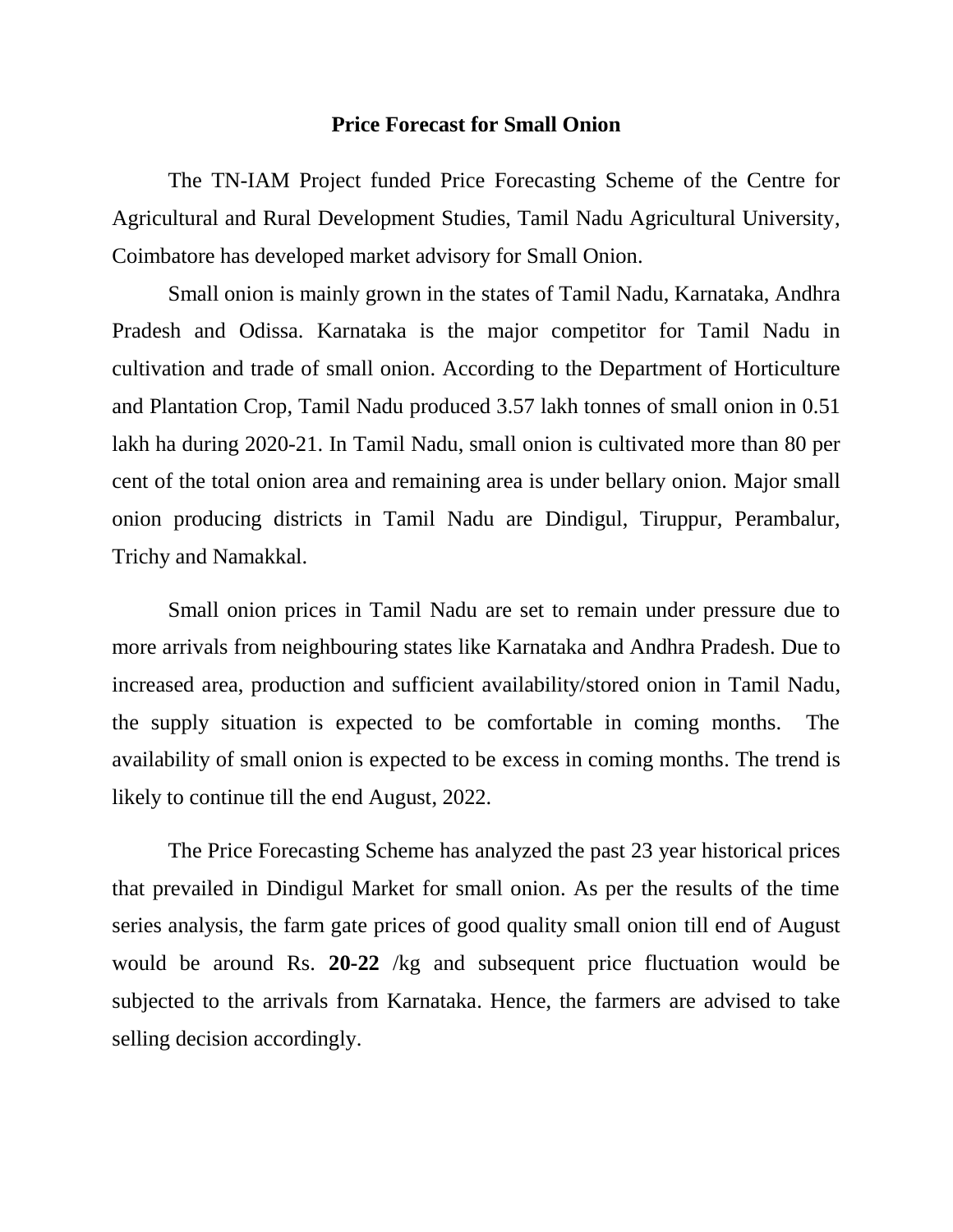# Price Forecast for Small Onion

The TN-IAM Project funded Price Forecasting Scheme of the Centre for Agricultural and Rural Development Studies, Tamil Nadu Agricultural University, Coimbatore has developed market advisory for Small Onion.

Small onion is mainly grown in the states of Tamil Nadu, Karnataka, Andhra Pradesh and Odissa. Karnataka is the major competitor for Tamil Nadu in cultivation and trade of small onion. According to the Department of Horticulture and Plantation Crop, Tamil Nadu produced 3.57 lakh tonnes of small onion in 0.51 lakh ha during 2020-21. In Tamil Nadu, small onion is cultivated more than 80 per cent of the total onion area and remaining area is under bellary onion. Major small onion producing districts in Tamil Nadu are Dindigul, Tiruppur, Perambalur, Trichy and Namakkal.

Small onion prices in Tamil Nadu are set to remain under pressure due to more arrivals from neighbouring states like Karnataka and Andhra Pradesh. Due to increased area, production and sufficient availability/stored onion in Tamil Nadu, the supply situation is expected to be comfortable in coming months. The availability of small onion is expected to be excess in coming months. The trend is likely to continue till the end August, 2022.

The Price Forecasting Scheme has analyzed the past 23 year historical prices that prevailed in Dindigul Market for small onion. As per the results of the time series analysis, the farm gate prices of good quality small onion till end of August would be around Rs. **20-22** /kg and subsequent price fluctuation would be subjected to the arrivals from Karnataka. Hence, the farmers are advised to take selling decision accordingly.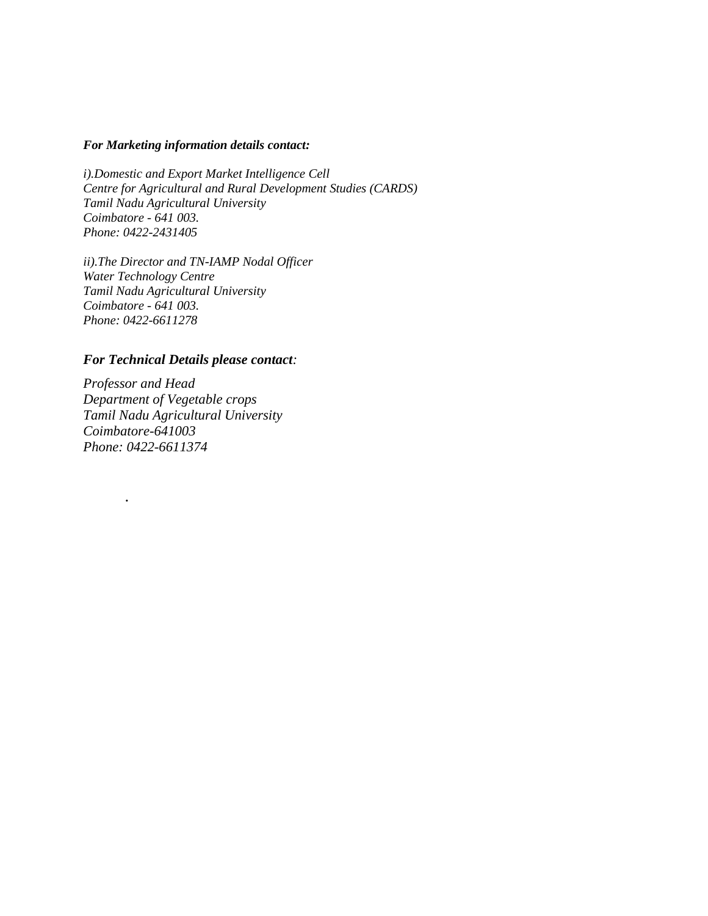***For Marketing information details contact:***

*i).Domestic and Export Market Intelligence Cell*
*Centre for Agricultural and Rural Development Studies (CARDS)*
*Tamil Nadu Agricultural University*
*Coimbatore - 641 003.*
*Phone: 0422-2431405*

*ii).The Director and TN-IAMP Nodal Officer*
*Water Technology Centre*
*Tamil Nadu Agricultural University*
*Coimbatore - 641 003.*
*Phone: 0422-6611278*

***For Technical Details please contact:***

*Professor and Head*
*Department of Vegetable crops*
*Tamil Nadu Agricultural University*
*Coimbatore-641003*
*Phone: 0422-6611374*

.